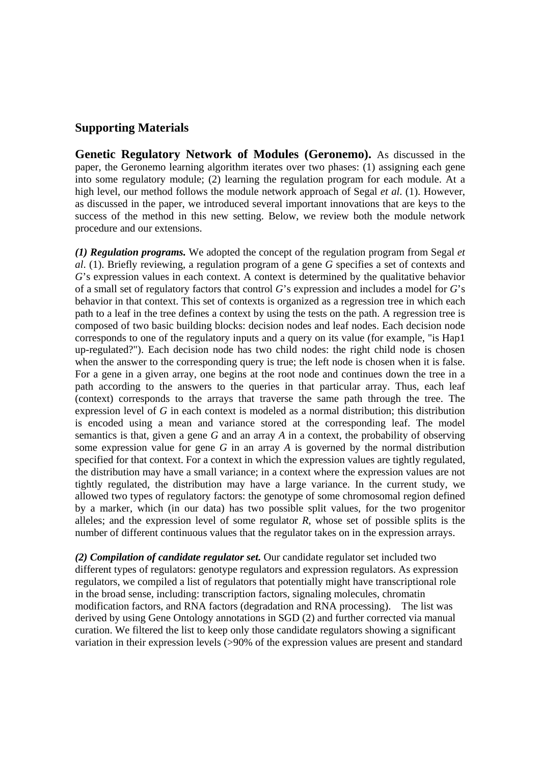## Supporting Materials

**Genetic Regulatory Network of Modules (Geronemo).** As discussed in the paper, the Geronemo learning algorithm iterates over two phases: (1) assigning each gene into some regulatory module; (2) learning the regulation program for each module. At a high level, our method follows the module network approach of Segal *et al*. (1). However, as discussed in the paper, we introduced several important innovations that are keys to the success of the method in this new setting. Below, we review both the module network procedure and our extensions.

***(1) Regulation programs.*** We adopted the concept of the regulation program from Segal *et al*. (1). Briefly reviewing, a regulation program of a gene *G* specifies a set of contexts and *G*'s expression values in each context. A context is determined by the qualitative behavior of a small set of regulatory factors that control *G*'s expression and includes a model for *G*'s behavior in that context. This set of contexts is organized as a regression tree in which each path to a leaf in the tree defines a context by using the tests on the path. A regression tree is composed of two basic building blocks: decision nodes and leaf nodes. Each decision node corresponds to one of the regulatory inputs and a query on its value (for example, "is Hap1 up-regulated?"). Each decision node has two child nodes: the right child node is chosen when the answer to the corresponding query is true; the left node is chosen when it is false. For a gene in a given array, one begins at the root node and continues down the tree in a path according to the answers to the queries in that particular array. Thus, each leaf (context) corresponds to the arrays that traverse the same path through the tree. The expression level of *G* in each context is modeled as a normal distribution; this distribution is encoded using a mean and variance stored at the corresponding leaf. The model semantics is that, given a gene *G* and an array *A* in a context, the probability of observing some expression value for gene *G* in an array *A* is governed by the normal distribution specified for that context. For a context in which the expression values are tightly regulated, the distribution may have a small variance; in a context where the expression values are not tightly regulated, the distribution may have a large variance. In the current study, we allowed two types of regulatory factors: the genotype of some chromosomal region defined by a marker, which (in our data) has two possible split values, for the two progenitor alleles; and the expression level of some regulator *R*, whose set of possible splits is the number of different continuous values that the regulator takes on in the expression arrays.

***(2) Compilation of candidate regulator set.*** Our candidate regulator set included two different types of regulators: genotype regulators and expression regulators. As expression regulators, we compiled a list of regulators that potentially might have transcriptional role in the broad sense, including: transcription factors, signaling molecules, chromatin modification factors, and RNA factors (degradation and RNA processing). The list was derived by using Gene Ontology annotations in SGD (2) and further corrected via manual curation. We filtered the list to keep only those candidate regulators showing a significant variation in their expression levels (>90% of the expression values are present and standard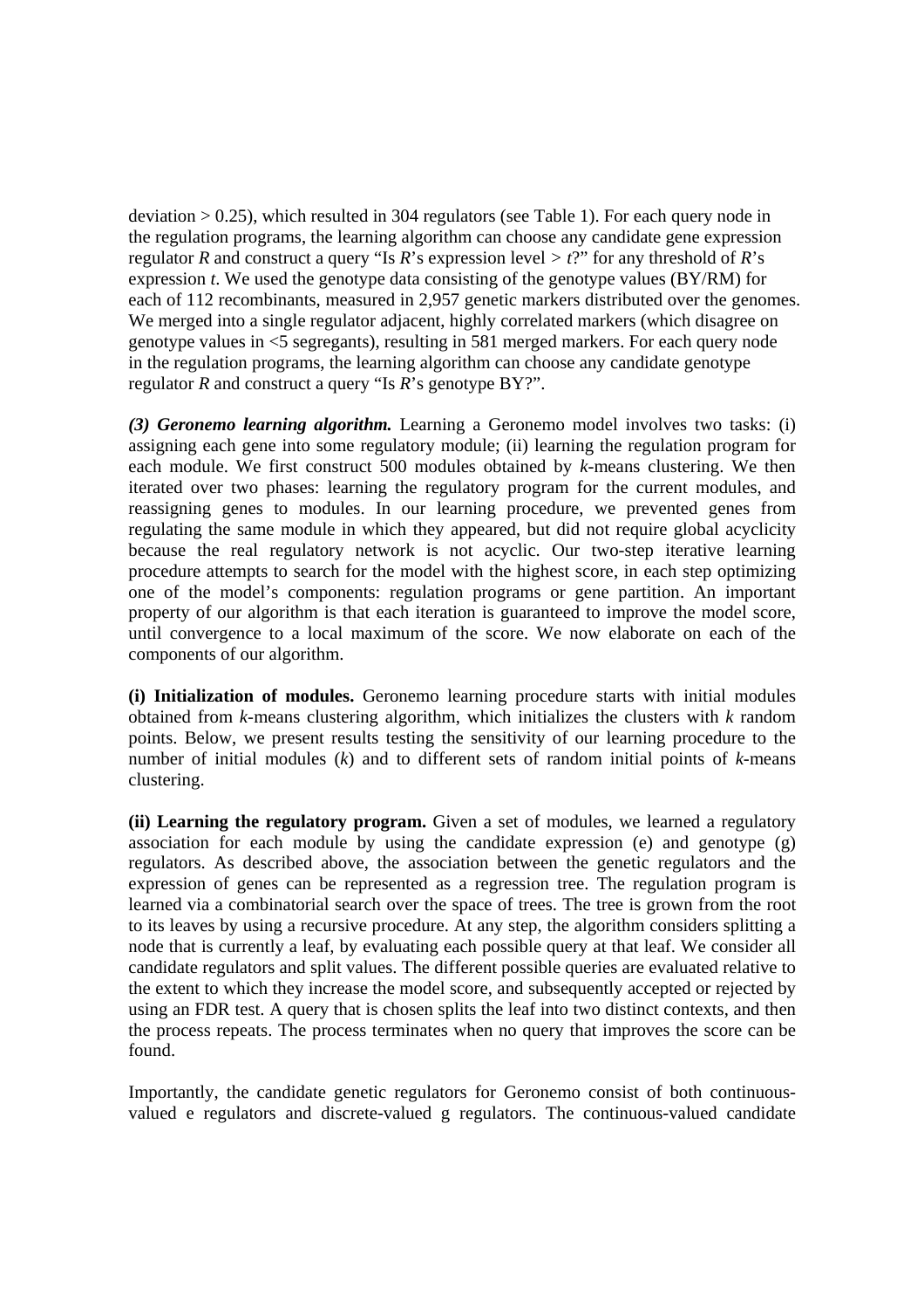deviation > 0.25), which resulted in 304 regulators (see Table 1). For each query node in the regulation programs, the learning algorithm can choose any candidate gene expression regulator *R* and construct a query "Is *R*'s expression level > *t*?" for any threshold of *R*'s expression *t*. We used the genotype data consisting of the genotype values (BY/RM) for each of 112 recombinants, measured in 2,957 genetic markers distributed over the genomes. We merged into a single regulator adjacent, highly correlated markers (which disagree on genotype values in <5 segregants), resulting in 581 merged markers. For each query node in the regulation programs, the learning algorithm can choose any candidate genotype regulator *R* and construct a query "Is *R*'s genotype BY?".

***(3) Geronemo learning algorithm.*** Learning a Geronemo model involves two tasks: (i) assigning each gene into some regulatory module; (ii) learning the regulation program for each module. We first construct 500 modules obtained by *k*-means clustering. We then iterated over two phases: learning the regulatory program for the current modules, and reassigning genes to modules. In our learning procedure, we prevented genes from regulating the same module in which they appeared, but did not require global acyclicity because the real regulatory network is not acyclic. Our two-step iterative learning procedure attempts to search for the model with the highest score, in each step optimizing one of the model's components: regulation programs or gene partition. An important property of our algorithm is that each iteration is guaranteed to improve the model score, until convergence to a local maximum of the score. We now elaborate on each of the components of our algorithm.

**(i) Initialization of modules.** Geronemo learning procedure starts with initial modules obtained from *k*-means clustering algorithm, which initializes the clusters with *k* random points. Below, we present results testing the sensitivity of our learning procedure to the number of initial modules (*k*) and to different sets of random initial points of *k*-means clustering.

**(ii) Learning the regulatory program.** Given a set of modules, we learned a regulatory association for each module by using the candidate expression (e) and genotype (g) regulators. As described above, the association between the genetic regulators and the expression of genes can be represented as a regression tree. The regulation program is learned via a combinatorial search over the space of trees. The tree is grown from the root to its leaves by using a recursive procedure. At any step, the algorithm considers splitting a node that is currently a leaf, by evaluating each possible query at that leaf. We consider all candidate regulators and split values. The different possible queries are evaluated relative to the extent to which they increase the model score, and subsequently accepted or rejected by using an FDR test. A query that is chosen splits the leaf into two distinct contexts, and then the process repeats. The process terminates when no query that improves the score can be found.

Importantly, the candidate genetic regulators for Geronemo consist of both continuous-valued e regulators and discrete-valued g regulators. The continuous-valued candidate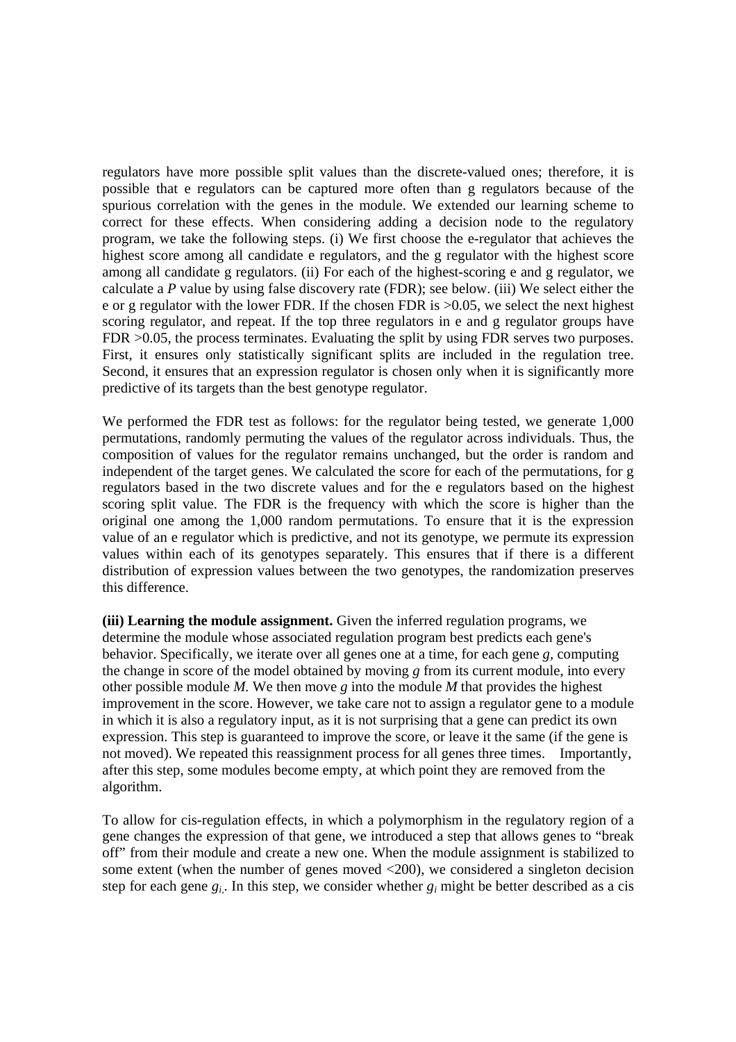regulators have more possible split values than the discrete-valued ones; therefore, it is possible that e regulators can be captured more often than g regulators because of the spurious correlation with the genes in the module. We extended our learning scheme to correct for these effects. When considering adding a decision node to the regulatory program, we take the following steps. (i) We first choose the e-regulator that achieves the highest score among all candidate e regulators, and the g regulator with the highest score among all candidate g regulators. (ii) For each of the highest-scoring e and g regulator, we calculate a *P* value by using false discovery rate (FDR); see below. (iii) We select either the e or g regulator with the lower FDR. If the chosen FDR is >0.05, we select the next highest scoring regulator, and repeat. If the top three regulators in e and g regulator groups have FDR >0.05, the process terminates. Evaluating the split by using FDR serves two purposes. First, it ensures only statistically significant splits are included in the regulation tree. Second, it ensures that an expression regulator is chosen only when it is significantly more predictive of its targets than the best genotype regulator.

We performed the FDR test as follows: for the regulator being tested, we generate 1,000 permutations, randomly permuting the values of the regulator across individuals. Thus, the composition of values for the regulator remains unchanged, but the order is random and independent of the target genes. We calculated the score for each of the permutations, for g regulators based in the two discrete values and for the e regulators based on the highest scoring split value. The FDR is the frequency with which the score is higher than the original one among the 1,000 random permutations. To ensure that it is the expression value of an e regulator which is predictive, and not its genotype, we permute its expression values within each of its genotypes separately. This ensures that if there is a different distribution of expression values between the two genotypes, the randomization preserves this difference.

**(iii) Learning the module assignment.** Given the inferred regulation programs, we determine the module whose associated regulation program best predicts each gene's behavior. Specifically, we iterate over all genes one at a time, for each gene *g*, computing the change in score of the model obtained by moving *g* from its current module, into every other possible module *M.* We then move *g* into the module *M* that provides the highest improvement in the score. However, we take care not to assign a regulator gene to a module in which it is also a regulatory input, as it is not surprising that a gene can predict its own expression. This step is guaranteed to improve the score, or leave it the same (if the gene is not moved). We repeated this reassignment process for all genes three times. Importantly, after this step, some modules become empty, at which point they are removed from the algorithm.

To allow for cis-regulation effects, in which a polymorphism in the regulatory region of a gene changes the expression of that gene, we introduced a step that allows genes to "break off" from their module and create a new one. When the module assignment is stabilized to some extent (when the number of genes moved <200), we considered a singleton decision step for each gene $g_i$. In this step, we consider whether $g_i$ might be better described as a cis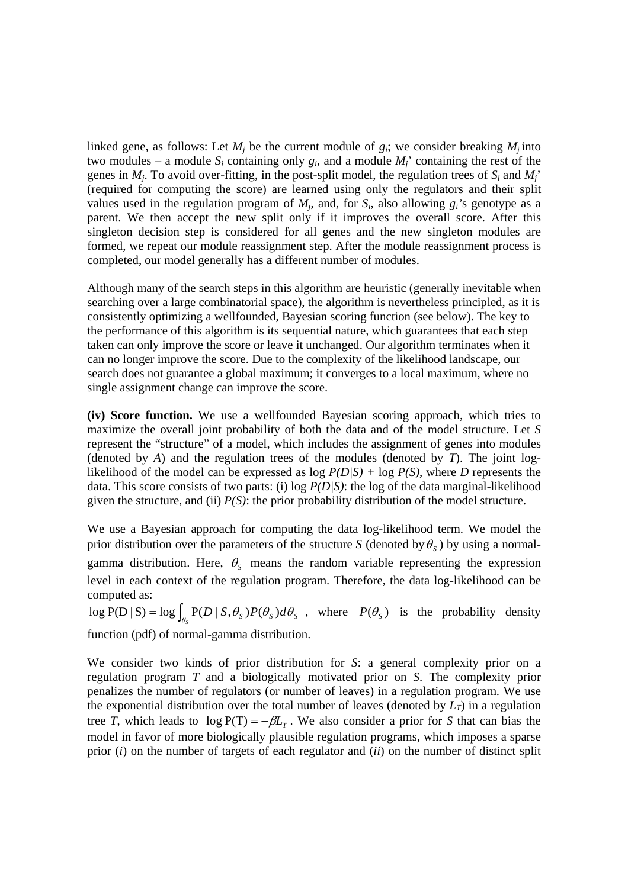linked gene, as follows: Let $M_j$ be the current module of $g_i$; we consider breaking $M_j$ into two modules – a module $S_i$ containing only $g_i$, and a module $M_j$' containing the rest of the genes in $M_j$. To avoid over-fitting, in the post-split model, the regulation trees of $S_i$ and $M_j$' (required for computing the score) are learned using only the regulators and their split values used in the regulation program of $M_j$, and, for $S_i$, also allowing $g_i$'s genotype as a parent. We then accept the new split only if it improves the overall score. After this singleton decision step is considered for all genes and the new singleton modules are formed, we repeat our module reassignment step. After the module reassignment process is completed, our model generally has a different number of modules.

Although many of the search steps in this algorithm are heuristic (generally inevitable when searching over a large combinatorial space), the algorithm is nevertheless principled, as it is consistently optimizing a wellfounded, Bayesian scoring function (see below). The key to the performance of this algorithm is its sequential nature, which guarantees that each step taken can only improve the score or leave it unchanged. Our algorithm terminates when it can no longer improve the score. Due to the complexity of the likelihood landscape, our search does not guarantee a global maximum; it converges to a local maximum, where no single assignment change can improve the score.

**(iv) Score function.** We use a wellfounded Bayesian scoring approach, which tries to maximize the overall joint probability of both the data and of the model structure. Let *S* represent the "structure" of a model, which includes the assignment of genes into modules (denoted by *A*) and the regulation trees of the modules (denoted by *T*). The joint log-likelihood of the model can be expressed as log *P(D|S)* + log *P(S)*, where *D* represents the data. This score consists of two parts: (i) log *P(D|S)*: the log of the data marginal-likelihood given the structure, and (ii) *P(S)*: the prior probability distribution of the model structure.

We use a Bayesian approach for computing the data log-likelihood term. We model the prior distribution over the parameters of the structure *S* (denoted by $\theta_S$) by using a normal-gamma distribution. Here, $\theta_S$ means the random variable representing the expression level in each context of the regulation program. Therefore, the data log-likelihood can be computed as:

$\log \mathrm{P(D \mid S)} = \log \int_{\theta_S} \mathrm{P}(D \mid S, \theta_S) P(\theta_S) d\theta_S$ , where $P(\theta_S)$ is the probability density function (pdf) of normal-gamma distribution.

We consider two kinds of prior distribution for *S*: a general complexity prior on a regulation program *T* and a biologically motivated prior on *S*. The complexity prior penalizes the number of regulators (or number of leaves) in a regulation program. We use the exponential distribution over the total number of leaves (denoted by $L_T$) in a regulation tree *T*, which leads to $\log \mathrm{P(T)} = -\beta L_T$ . We also consider a prior for *S* that can bias the model in favor of more biologically plausible regulation programs, which imposes a sparse prior (*i*) on the number of targets of each regulator and (*ii*) on the number of distinct split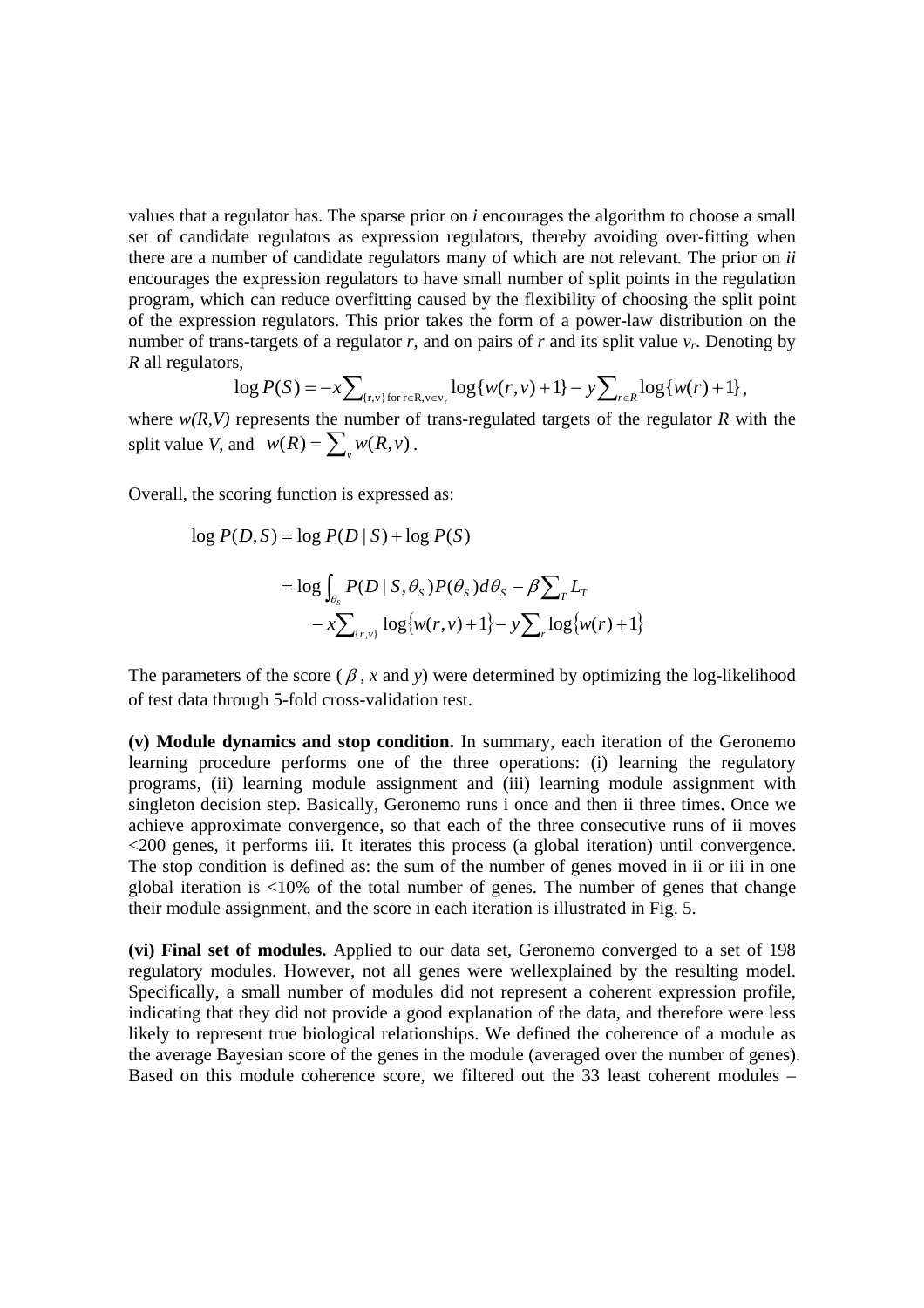values that a regulator has. The sparse prior on *i* encourages the algorithm to choose a small set of candidate regulators as expression regulators, thereby avoiding over-fitting when there are a number of candidate regulators many of which are not relevant. The prior on *ii* encourages the expression regulators to have small number of split points in the regulation program, which can reduce overfitting caused by the flexibility of choosing the split point of the expression regulators. This prior takes the form of a power-law distribution on the number of trans-targets of a regulator *r*, and on pairs of *r* and its split value $v_r$. Denoting by *R* all regulators,

$$\log P(S) = -x\sum_{\{r,v\}\text{ for } r\in R, v\in v_r} \log\{w(r,v)+1\} - y\sum_{r\in R}\log\{w(r)+1\},$$

where *w(R,V)* represents the number of trans-regulated targets of the regulator *R* with the split value *V*, and $w(R) = \sum_v w(R,v)$.

Overall, the scoring function is expressed as:

$$\begin{aligned}
\log P(D,S) &= \log P(D \mid S) + \log P(S) \\
&= \log \int_{\theta_S} P(D \mid S, \theta_S) P(\theta_S) d\theta_S - \beta \sum_T L_T \\
&\quad - x\sum_{\{r,v\}} \log\{w(r,v)+1\} - y\sum_r \log\{w(r)+1\}
\end{aligned}$$

The parameters of the score ($\beta$, *x* and *y*) were determined by optimizing the log-likelihood of test data through 5-fold cross-validation test.

**(v) Module dynamics and stop condition.** In summary, each iteration of the Geronemo learning procedure performs one of the three operations: (i) learning the regulatory programs, (ii) learning module assignment and (iii) learning module assignment with singleton decision step. Basically, Geronemo runs i once and then ii three times. Once we achieve approximate convergence, so that each of the three consecutive runs of ii moves <200 genes, it performs iii. It iterates this process (a global iteration) until convergence. The stop condition is defined as: the sum of the number of genes moved in ii or iii in one global iteration is <10% of the total number of genes. The number of genes that change their module assignment, and the score in each iteration is illustrated in Fig. 5.

**(vi) Final set of modules.** Applied to our data set, Geronemo converged to a set of 198 regulatory modules. However, not all genes were wellexplained by the resulting model. Specifically, a small number of modules did not represent a coherent expression profile, indicating that they did not provide a good explanation of the data, and therefore were less likely to represent true biological relationships. We defined the coherence of a module as the average Bayesian score of the genes in the module (averaged over the number of genes). Based on this module coherence score, we filtered out the 33 least coherent modules –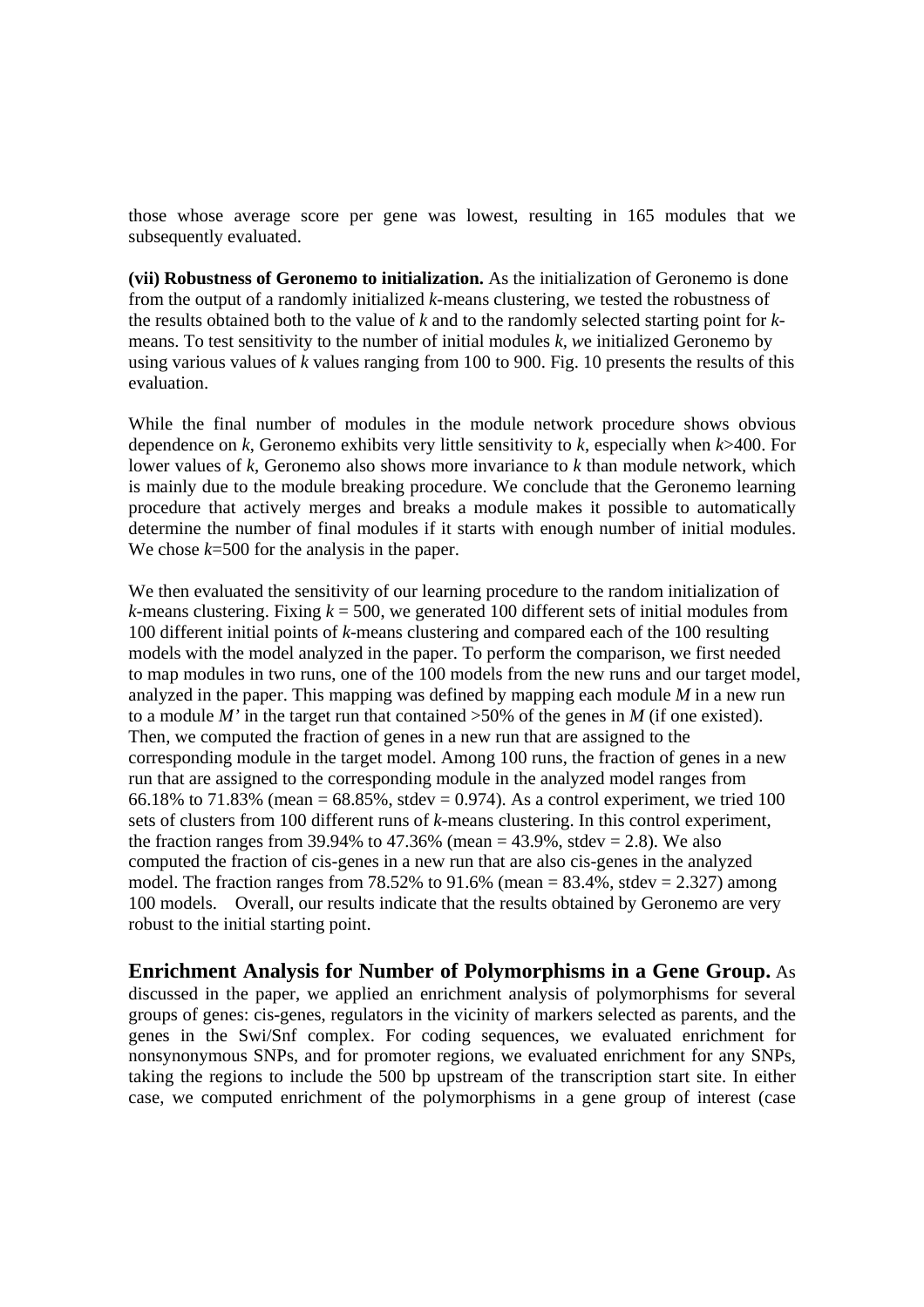those whose average score per gene was lowest, resulting in 165 modules that we subsequently evaluated.

**(vii) Robustness of Geronemo to initialization.** As the initialization of Geronemo is done from the output of a randomly initialized *k*-means clustering, we tested the robustness of the results obtained both to the value of *k* and to the randomly selected starting point for *k*-means. To test sensitivity to the number of initial modules *k*, we initialized Geronemo by using various values of *k* values ranging from 100 to 900. Fig. 10 presents the results of this evaluation.

While the final number of modules in the module network procedure shows obvious dependence on *k*, Geronemo exhibits very little sensitivity to *k*, especially when $k>400$. For lower values of *k*, Geronemo also shows more invariance to *k* than module network, which is mainly due to the module breaking procedure. We conclude that the Geronemo learning procedure that actively merges and breaks a module makes it possible to automatically determine the number of final modules if it starts with enough number of initial modules. We chose $k=500$ for the analysis in the paper.

We then evaluated the sensitivity of our learning procedure to the random initialization of *k*-means clustering. Fixing $k = 500$, we generated 100 different sets of initial modules from 100 different initial points of *k*-means clustering and compared each of the 100 resulting models with the model analyzed in the paper. To perform the comparison, we first needed to map modules in two runs, one of the 100 models from the new runs and our target model, analyzed in the paper. This mapping was defined by mapping each module *M* in a new run to a module *M'* in the target run that contained >50% of the genes in *M* (if one existed). Then, we computed the fraction of genes in a new run that are assigned to the corresponding module in the target model. Among 100 runs, the fraction of genes in a new run that are assigned to the corresponding module in the analyzed model ranges from 66.18% to 71.83% (mean = 68.85%, stdev = 0.974). As a control experiment, we tried 100 sets of clusters from 100 different runs of *k*-means clustering. In this control experiment, the fraction ranges from 39.94% to 47.36% (mean = 43.9%, stdev = 2.8). We also computed the fraction of cis-genes in a new run that are also cis-genes in the analyzed model. The fraction ranges from 78.52% to 91.6% (mean = 83.4%, stdev = 2.327) among 100 models. Overall, our results indicate that the results obtained by Geronemo are very robust to the initial starting point.

**Enrichment Analysis for Number of Polymorphisms in a Gene Group.** As discussed in the paper, we applied an enrichment analysis of polymorphisms for several groups of genes: cis-genes, regulators in the vicinity of markers selected as parents, and the genes in the Swi/Snf complex. For coding sequences, we evaluated enrichment for nonsynonymous SNPs, and for promoter regions, we evaluated enrichment for any SNPs, taking the regions to include the 500 bp upstream of the transcription start site. In either case, we computed enrichment of the polymorphisms in a gene group of interest (case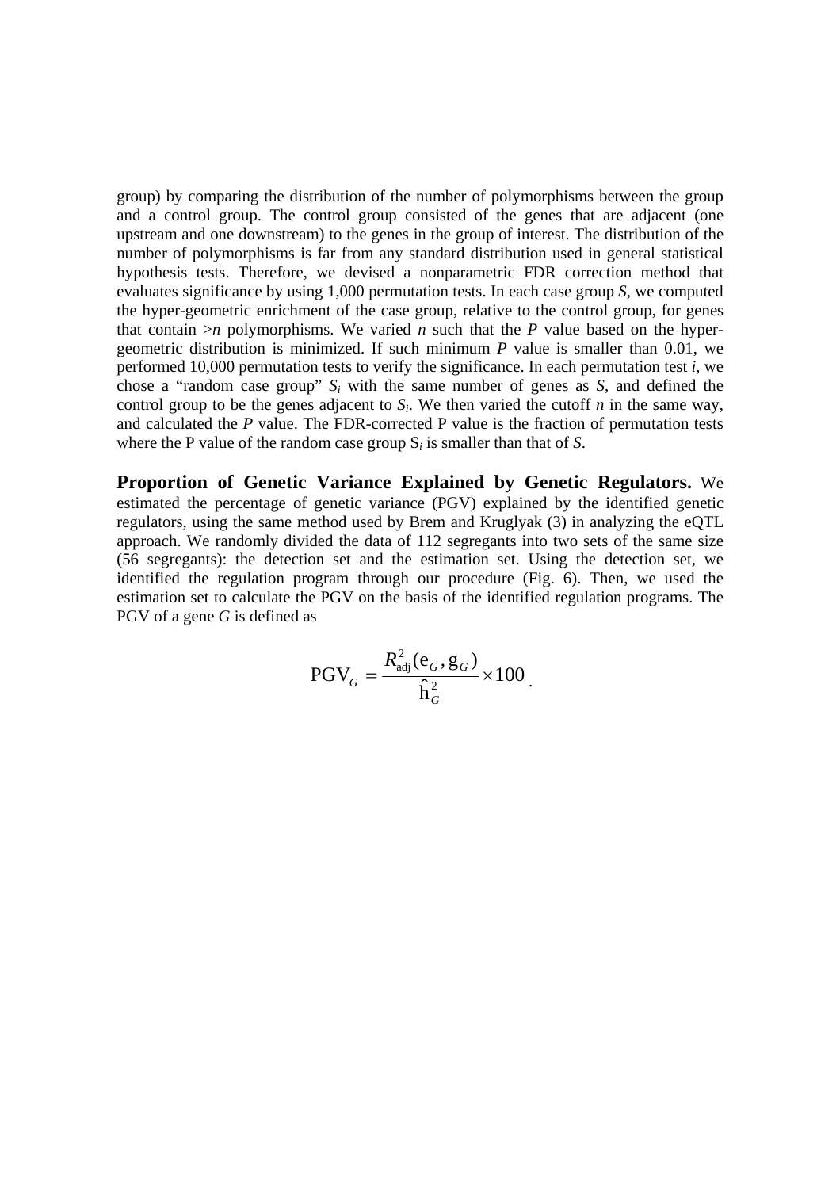group) by comparing the distribution of the number of polymorphisms between the group and a control group. The control group consisted of the genes that are adjacent (one upstream and one downstream) to the genes in the group of interest. The distribution of the number of polymorphisms is far from any standard distribution used in general statistical hypothesis tests. Therefore, we devised a nonparametric FDR correction method that evaluates significance by using 1,000 permutation tests. In each case group *S*, we computed the hyper-geometric enrichment of the case group, relative to the control group, for genes that contain $>n$ polymorphisms. We varied *n* such that the *P* value based on the hyper-geometric distribution is minimized. If such minimum *P* value is smaller than 0.01, we performed 10,000 permutation tests to verify the significance. In each permutation test *i*, we chose a "random case group" $S_i$ with the same number of genes as *S*, and defined the control group to be the genes adjacent to $S_i$. We then varied the cutoff *n* in the same way, and calculated the *P* value. The FDR-corrected P value is the fraction of permutation tests where the P value of the random case group $S_i$ is smaller than that of *S*.

**Proportion of Genetic Variance Explained by Genetic Regulators.** We estimated the percentage of genetic variance (PGV) explained by the identified genetic regulators, using the same method used by Brem and Kruglyak (3) in analyzing the eQTL approach. We randomly divided the data of 112 segregants into two sets of the same size (56 segregants): the detection set and the estimation set. Using the detection set, we identified the regulation program through our procedure (Fig. 6). Then, we used the estimation set to calculate the PGV on the basis of the identified regulation programs. The PGV of a gene *G* is defined as

$$\mathrm{PGV}_G = \frac{R^2_{\mathrm{adj}}(\mathrm{e}_G, \mathrm{g}_G)}{\hat{\mathrm{h}}^2_G} \times 100 \,.$$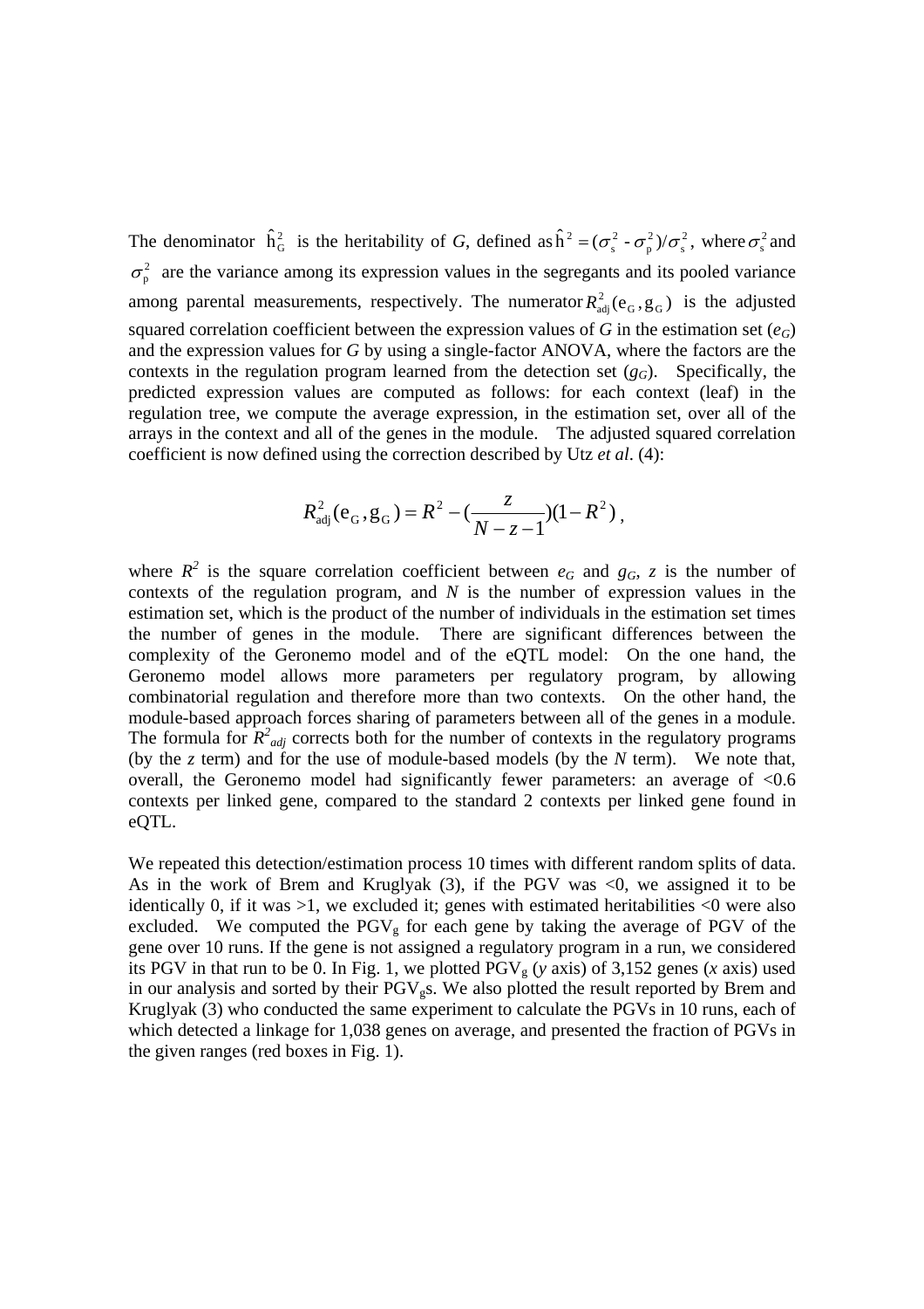The denominator $\hat{h}^2_G$ is the heritability of *G*, defined as $\hat{h}^2 = (\sigma^2_s - \sigma^2_p)/\sigma^2_s$, where $\sigma^2_s$ and $\sigma^2_p$ are the variance among its expression values in the segregants and its pooled variance among parental measurements, respectively. The numerator $R^2_{adj}(e_G, g_G)$ is the adjusted squared correlation coefficient between the expression values of *G* in the estimation set ($e_G$) and the expression values for *G* by using a single-factor ANOVA, where the factors are the contexts in the regulation program learned from the detection set ($g_G$). Specifically, the predicted expression values are computed as follows: for each context (leaf) in the regulation tree, we compute the average expression, in the estimation set, over all of the arrays in the context and all of the genes in the module. The adjusted squared correlation coefficient is now defined using the correction described by Utz *et al*. (4):

$$R^2_{adj}(e_G, g_G) = R^2 - \left(\frac{z}{N - z - 1}\right)(1 - R^2),$$

where $R^2$ is the square correlation coefficient between $e_G$ and $g_G$, *z* is the number of contexts of the regulation program, and *N* is the number of expression values in the estimation set, which is the product of the number of individuals in the estimation set times the number of genes in the module. There are significant differences between the complexity of the Geronemo model and of the eQTL model: On the one hand, the Geronemo model allows more parameters per regulatory program, by allowing combinatorial regulation and therefore more than two contexts. On the other hand, the module-based approach forces sharing of parameters between all of the genes in a module. The formula for $R^2_{adj}$ corrects both for the number of contexts in the regulatory programs (by the *z* term) and for the use of module-based models (by the *N* term). We note that, overall, the Geronemo model had significantly fewer parameters: an average of <0.6 contexts per linked gene, compared to the standard 2 contexts per linked gene found in eQTL.

We repeated this detection/estimation process 10 times with different random splits of data. As in the work of Brem and Kruglyak (3), if the PGV was <0, we assigned it to be identically 0, if it was >1, we excluded it; genes with estimated heritabilities <0 were also excluded. We computed the $PGV_g$ for each gene by taking the average of PGV of the gene over 10 runs. If the gene is not assigned a regulatory program in a run, we considered its PGV in that run to be 0. In Fig. 1, we plotted $PGV_g$ (*y* axis) of 3,152 genes (*x* axis) used in our analysis and sorted by their $PGV_g$s. We also plotted the result reported by Brem and Kruglyak (3) who conducted the same experiment to calculate the PGVs in 10 runs, each of which detected a linkage for 1,038 genes on average, and presented the fraction of PGVs in the given ranges (red boxes in Fig. 1).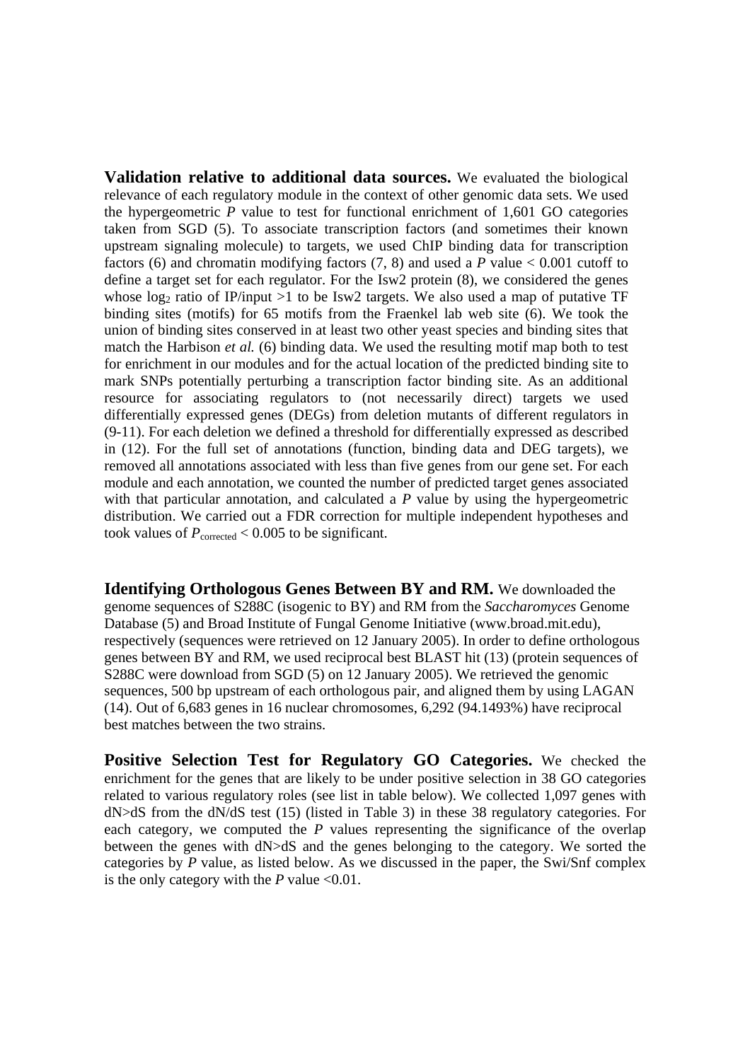**Validation relative to additional data sources.** We evaluated the biological relevance of each regulatory module in the context of other genomic data sets. We used the hypergeometric $P$ value to test for functional enrichment of 1,601 GO categories taken from SGD (5). To associate transcription factors (and sometimes their known upstream signaling molecule) to targets, we used ChIP binding data for transcription factors (6) and chromatin modifying factors (7, 8) and used a $P$ value $< 0.001$ cutoff to define a target set for each regulator. For the Isw2 protein (8), we considered the genes whose $\log_2$ ratio of IP/input $>1$ to be Isw2 targets. We also used a map of putative TF binding sites (motifs) for 65 motifs from the Fraenkel lab web site (6). We took the union of binding sites conserved in at least two other yeast species and binding sites that match the Harbison *et al.* (6) binding data. We used the resulting motif map both to test for enrichment in our modules and for the actual location of the predicted binding site to mark SNPs potentially perturbing a transcription factor binding site. As an additional resource for associating regulators to (not necessarily direct) targets we used differentially expressed genes (DEGs) from deletion mutants of different regulators in (9-11). For each deletion we defined a threshold for differentially expressed as described in (12). For the full set of annotations (function, binding data and DEG targets), we removed all annotations associated with less than five genes from our gene set. For each module and each annotation, we counted the number of predicted target genes associated with that particular annotation, and calculated a $P$ value by using the hypergeometric distribution. We carried out a FDR correction for multiple independent hypotheses and took values of $P_{\text{corrected}} < 0.005$ to be significant.

**Identifying Orthologous Genes Between BY and RM.** We downloaded the genome sequences of S288C (isogenic to BY) and RM from the *Saccharomyces* Genome Database (5) and Broad Institute of Fungal Genome Initiative (www.broad.mit.edu), respectively (sequences were retrieved on 12 January 2005). In order to define orthologous genes between BY and RM, we used reciprocal best BLAST hit (13) (protein sequences of S288C were download from SGD (5) on 12 January 2005). We retrieved the genomic sequences, 500 bp upstream of each orthologous pair, and aligned them by using LAGAN (14). Out of 6,683 genes in 16 nuclear chromosomes, 6,292 (94.1493%) have reciprocal best matches between the two strains.

**Positive Selection Test for Regulatory GO Categories.** We checked the enrichment for the genes that are likely to be under positive selection in 38 GO categories related to various regulatory roles (see list in table below). We collected 1,097 genes with dN>dS from the dN/dS test (15) (listed in Table 3) in these 38 regulatory categories. For each category, we computed the $P$ values representing the significance of the overlap between the genes with dN>dS and the genes belonging to the category. We sorted the categories by $P$ value, as listed below. As we discussed in the paper, the Swi/Snf complex is the only category with the $P$ value $<0.01$.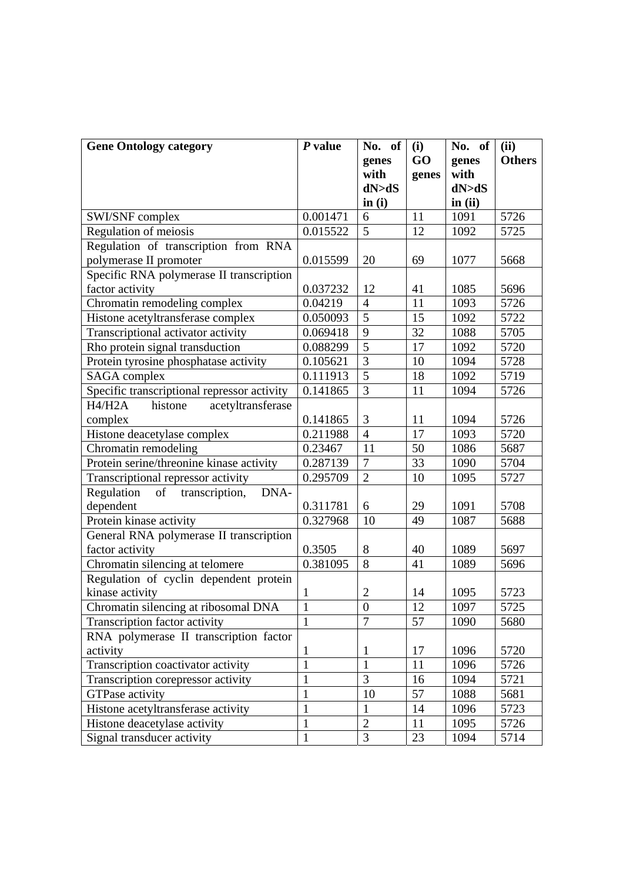| Gene Ontology category | *P* value | No. of genes with dN>dS in (i) | (i) GO genes | No. of genes with dN>dS in (ii) | (ii) Others |
|---|---|---|---|---|---|
| SWI/SNF complex | 0.001471 | 6 | 11 | 1091 | 5726 |
| Regulation of meiosis | 0.015522 | 5 | 12 | 1092 | 5725 |
| Regulation of transcription from RNA polymerase II promoter | 0.015599 | 20 | 69 | 1077 | 5668 |
| Specific RNA polymerase II transcription factor activity | 0.037232 | 12 | 41 | 1085 | 5696 |
| Chromatin remodeling complex | 0.04219 | 4 | 11 | 1093 | 5726 |
| Histone acetyltransferase complex | 0.050093 | 5 | 15 | 1092 | 5722 |
| Transcriptional activator activity | 0.069418 | 9 | 32 | 1088 | 5705 |
| Rho protein signal transduction | 0.088299 | 5 | 17 | 1092 | 5720 |
| Protein tyrosine phosphatase activity | 0.105621 | 3 | 10 | 1094 | 5728 |
| SAGA complex | 0.111913 | 5 | 18 | 1092 | 5719 |
| Specific transcriptional repressor activity | 0.141865 | 3 | 11 | 1094 | 5726 |
| H4/H2A histone acetyltransferase complex | 0.141865 | 3 | 11 | 1094 | 5726 |
| Histone deacetylase complex | 0.211988 | 4 | 17 | 1093 | 5720 |
| Chromatin remodeling | 0.23467 | 11 | 50 | 1086 | 5687 |
| Protein serine/threonine kinase activity | 0.287139 | 7 | 33 | 1090 | 5704 |
| Transcriptional repressor activity | 0.295709 | 2 | 10 | 1095 | 5727 |
| Regulation of transcription, DNA-dependent | 0.311781 | 6 | 29 | 1091 | 5708 |
| Protein kinase activity | 0.327968 | 10 | 49 | 1087 | 5688 |
| General RNA polymerase II transcription factor activity | 0.3505 | 8 | 40 | 1089 | 5697 |
| Chromatin silencing at telomere | 0.381095 | 8 | 41 | 1089 | 5696 |
| Regulation of cyclin dependent protein kinase activity | 1 | 2 | 14 | 1095 | 5723 |
| Chromatin silencing at ribosomal DNA | 1 | 0 | 12 | 1097 | 5725 |
| Transcription factor activity | 1 | 7 | 57 | 1090 | 5680 |
| RNA polymerase II transcription factor activity | 1 | 1 | 17 | 1096 | 5720 |
| Transcription coactivator activity | 1 | 1 | 11 | 1096 | 5726 |
| Transcription corepressor activity | 1 | 3 | 16 | 1094 | 5721 |
| GTPase activity | 1 | 10 | 57 | 1088 | 5681 |
| Histone acetyltransferase activity | 1 | 1 | 14 | 1096 | 5723 |
| Histone deacetylase activity | 1 | 2 | 11 | 1095 | 5726 |
| Signal transducer activity | 1 | 3 | 23 | 1094 | 5714 |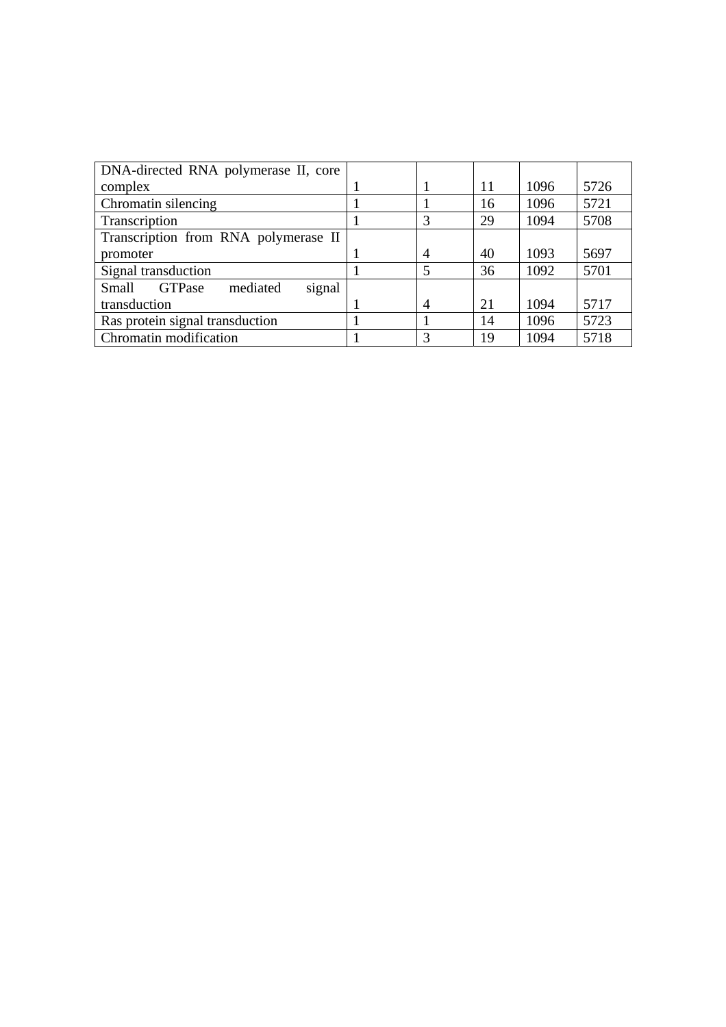| | | | | | |
|---|---|---|---|---|---|
| DNA-directed RNA polymerase II, core complex | 1 | 1 | 11 | 1096 | 5726 |
| Chromatin silencing | 1 | 1 | 16 | 1096 | 5721 |
| Transcription | 1 | 3 | 29 | 1094 | 5708 |
| Transcription from RNA polymerase II promoter | 1 | 4 | 40 | 1093 | 5697 |
| Signal transduction | 1 | 5 | 36 | 1092 | 5701 |
| Small GTPase mediated signal transduction | 1 | 4 | 21 | 1094 | 5717 |
| Ras protein signal transduction | 1 | 1 | 14 | 1096 | 5723 |
| Chromatin modification | 1 | 3 | 19 | 1094 | 5718 |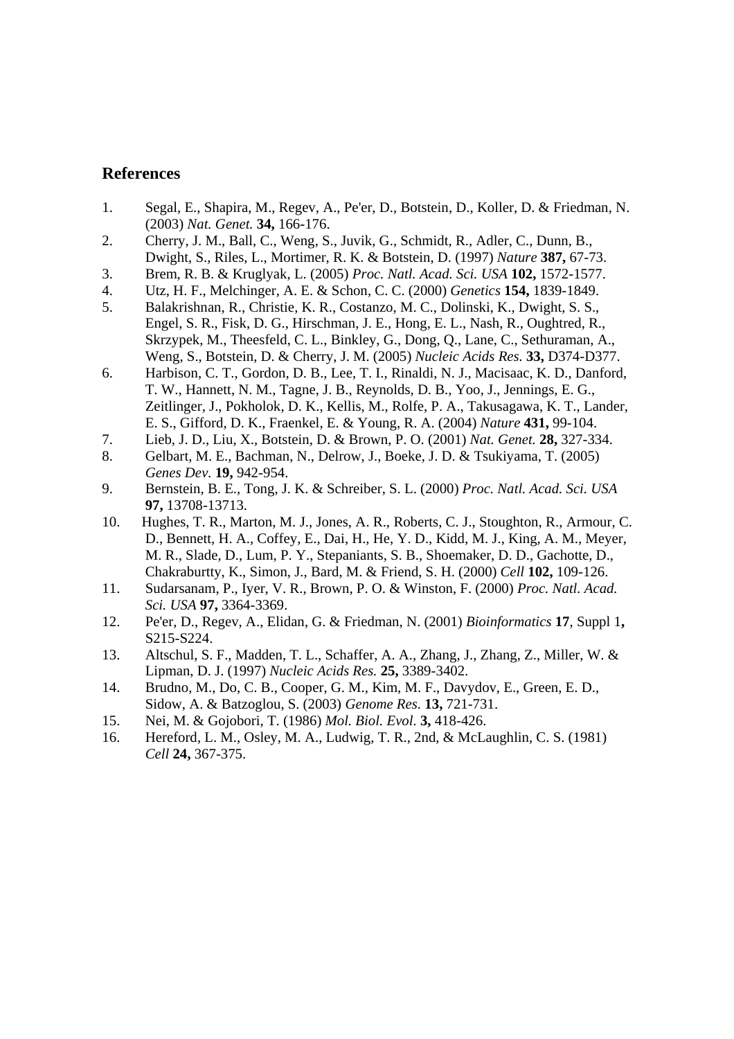## References

1. Segal, E., Shapira, M., Regev, A., Pe'er, D., Botstein, D., Koller, D. & Friedman, N. (2003) *Nat. Genet.* **34,** 166-176.
2. Cherry, J. M., Ball, C., Weng, S., Juvik, G., Schmidt, R., Adler, C., Dunn, B., Dwight, S., Riles, L., Mortimer, R. K. & Botstein, D. (1997) *Nature* **387,** 67-73.
3. Brem, R. B. & Kruglyak, L. (2005) *Proc. Natl. Acad. Sci. USA* **102,** 1572-1577.
4. Utz, H. F., Melchinger, A. E. & Schon, C. C. (2000) *Genetics* **154,** 1839-1849.
5. Balakrishnan, R., Christie, K. R., Costanzo, M. C., Dolinski, K., Dwight, S. S., Engel, S. R., Fisk, D. G., Hirschman, J. E., Hong, E. L., Nash, R., Oughtred, R., Skrzypek, M., Theesfeld, C. L., Binkley, G., Dong, Q., Lane, C., Sethuraman, A., Weng, S., Botstein, D. & Cherry, J. M. (2005) *Nucleic Acids Res.* **33,** D374-D377.
6. Harbison, C. T., Gordon, D. B., Lee, T. I., Rinaldi, N. J., Macisaac, K. D., Danford, T. W., Hannett, N. M., Tagne, J. B., Reynolds, D. B., Yoo, J., Jennings, E. G., Zeitlinger, J., Pokholok, D. K., Kellis, M., Rolfe, P. A., Takusagawa, K. T., Lander, E. S., Gifford, D. K., Fraenkel, E. & Young, R. A. (2004) *Nature* **431,** 99-104.
7. Lieb, J. D., Liu, X., Botstein, D. & Brown, P. O. (2001) *Nat. Genet.* **28,** 327-334.
8. Gelbart, M. E., Bachman, N., Delrow, J., Boeke, J. D. & Tsukiyama, T. (2005) *Genes Dev.* **19,** 942-954.
9. Bernstein, B. E., Tong, J. K. & Schreiber, S. L. (2000) *Proc. Natl. Acad. Sci. USA* **97,** 13708-13713.
10. Hughes, T. R., Marton, M. J., Jones, A. R., Roberts, C. J., Stoughton, R., Armour, C. D., Bennett, H. A., Coffey, E., Dai, H., He, Y. D., Kidd, M. J., King, A. M., Meyer, M. R., Slade, D., Lum, P. Y., Stepaniants, S. B., Shoemaker, D. D., Gachotte, D., Chakraburtty, K., Simon, J., Bard, M. & Friend, S. H. (2000) *Cell* **102,** 109-126.
11. Sudarsanam, P., Iyer, V. R., Brown, P. O. & Winston, F. (2000) *Proc. Natl. Acad. Sci. USA* **97,** 3364-3369.
12. Pe'er, D., Regev, A., Elidan, G. & Friedman, N. (2001) *Bioinformatics* **17**, Suppl 1**,** S215-S224.
13. Altschul, S. F., Madden, T. L., Schaffer, A. A., Zhang, J., Zhang, Z., Miller, W. & Lipman, D. J. (1997) *Nucleic Acids Res.* **25,** 3389-3402.
14. Brudno, M., Do, C. B., Cooper, G. M., Kim, M. F., Davydov, E., Green, E. D., Sidow, A. & Batzoglou, S. (2003) *Genome Res.* **13,** 721-731.
15. Nei, M. & Gojobori, T. (1986) *Mol. Biol. Evol.* **3,** 418-426.
16. Hereford, L. M., Osley, M. A., Ludwig, T. R., 2nd, & McLaughlin, C. S. (1981) *Cell* **24,** 367-375.